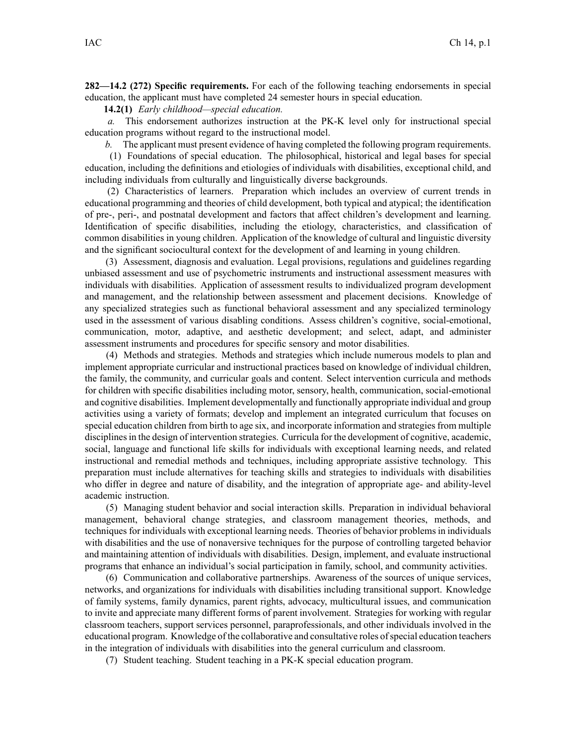**282—14.2 (272) Specific requirements.** For each of the following teaching endorsements in special education, the applicant must have completed 24 semester hours in special education.

**14.2(1)** *Early childhood—special education.*

*a.* This endorsement authorizes instruction at the PK-K level only for instructional special education programs without regard to the instructional model.

*b.* The applicant must present evidence of having completed the following program requirements.

(1) Foundations of special education. The philosophical, historical and legal bases for special education, including the definitions and etiologies of individuals with disabilities, exceptional child, and including individuals from culturally and linguistically diverse backgrounds.

(2) Characteristics of learners. Preparation which includes an overview of current trends in educational programming and theories of child development, both typical and atypical; the identification of pre-, peri-, and postnatal development and factors that affect children's development and learning. Identification of specific disabilities, including the etiology, characteristics, and classification of common disabilities in young children. Application of the knowledge of cultural and linguistic diversity and the significant sociocultural context for the development of and learning in young children.

(3) Assessment, diagnosis and evaluation. Legal provisions, regulations and guidelines regarding unbiased assessment and use of psychometric instruments and instructional assessment measures with individuals with disabilities. Application of assessment results to individualized program development and management, and the relationship between assessment and placement decisions. Knowledge of any specialized strategies such as functional behavioral assessment and any specialized terminology used in the assessment of various disabling conditions. Assess children's cognitive, social-emotional, communication, motor, adaptive, and aesthetic development; and select, adapt, and administer assessment instruments and procedures for specific sensory and motor disabilities.

(4) Methods and strategies. Methods and strategies which include numerous models to plan and implement appropriate curricular and instructional practices based on knowledge of individual children, the family, the community, and curricular goals and content. Select intervention curricula and methods for children with specific disabilities including motor, sensory, health, communication, social-emotional and cognitive disabilities. Implement developmentally and functionally appropriate individual and group activities using a variety of formats; develop and implement an integrated curriculum that focuses on special education children from birth to age six, and incorporate information and strategies from multiple disciplines in the design of intervention strategies. Curricula for the development of cognitive, academic, social, language and functional life skills for individuals with exceptional learning needs, and related instructional and remedial methods and techniques, including appropriate assistive technology. This preparation must include alternatives for teaching skills and strategies to individuals with disabilities who differ in degree and nature of disability, and the integration of appropriate age- and ability-level academic instruction.

(5) Managing student behavior and social interaction skills. Preparation in individual behavioral management, behavioral change strategies, and classroom management theories, methods, and techniques for individuals with exceptional learning needs. Theories of behavior problems in individuals with disabilities and the use of nonaversive techniques for the purpose of controlling targeted behavior and maintaining attention of individuals with disabilities. Design, implement, and evaluate instructional programs that enhance an individual's social participation in family, school, and community activities.

(6) Communication and collaborative partnerships. Awareness of the sources of unique services, networks, and organizations for individuals with disabilities including transitional support. Knowledge of family systems, family dynamics, parent rights, advocacy, multicultural issues, and communication to invite and appreciate many different forms of parent involvement. Strategies for working with regular classroom teachers, support services personnel, paraprofessionals, and other individuals involved in the educational program. Knowledge of the collaborative and consultative roles of special education teachers in the integration of individuals with disabilities into the general curriculum and classroom.

(7) Student teaching. Student teaching in a PK-K special education program.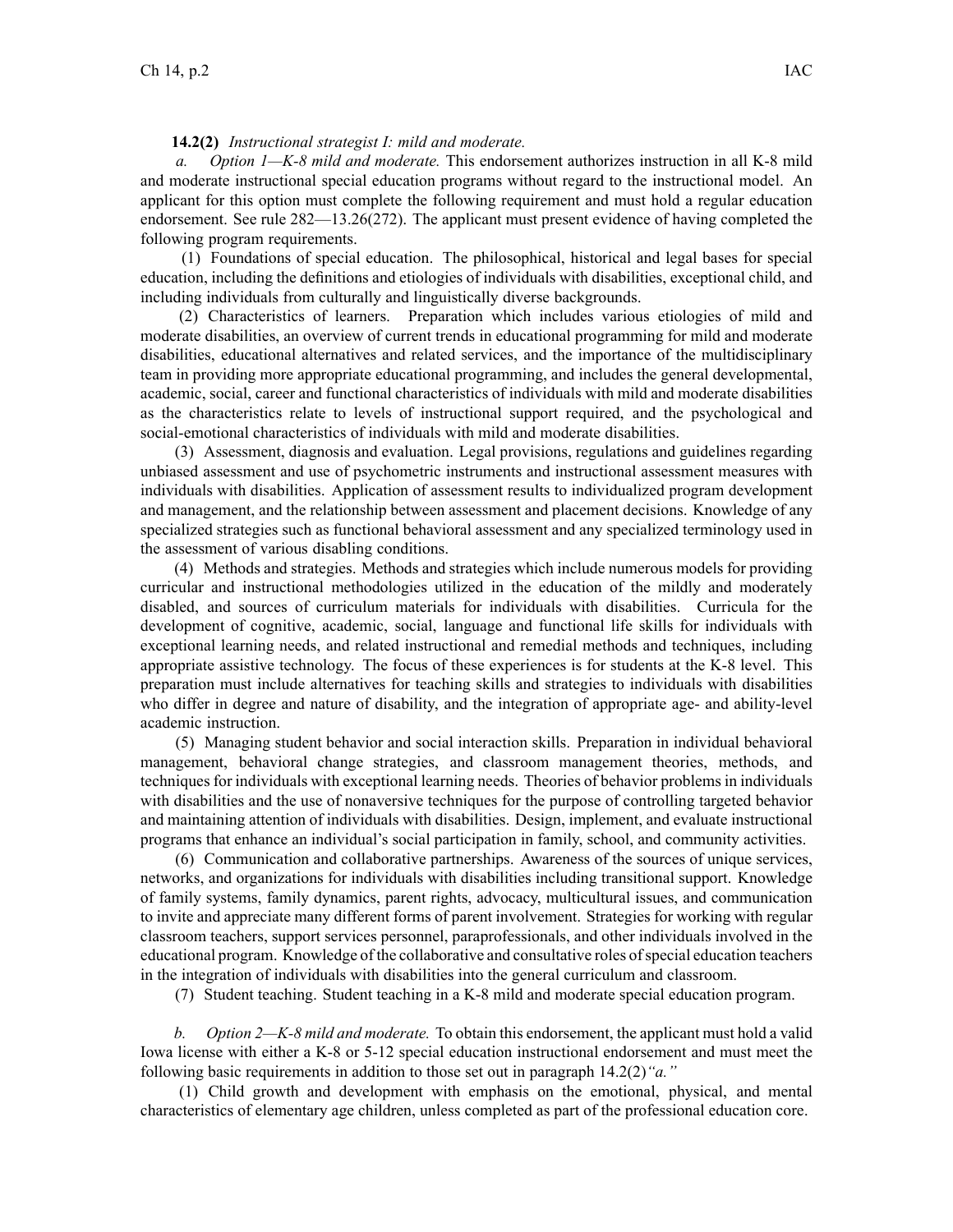**14.2(2)** *Instructional strategist I: mild and moderate.*

*a. Option 1—K-8 mild and moderate.* This endorsement authorizes instruction in all K-8 mild and moderate instructional special education programs without regard to the instructional model. An applicant for this option must complete the following requirement and must hold a regular education endorsement. See rule 282—13.26(272). The applicant must present evidence of having completed the following program requirements.

(1) Foundations of special education. The philosophical, historical and legal bases for special education, including the definitions and etiologies of individuals with disabilities, exceptional child, and including individuals from culturally and linguistically diverse backgrounds.

(2) Characteristics of learners. Preparation which includes various etiologies of mild and moderate disabilities, an overview of current trends in educational programming for mild and moderate disabilities, educational alternatives and related services, and the importance of the multidisciplinary team in providing more appropriate educational programming, and includes the general developmental, academic, social, career and functional characteristics of individuals with mild and moderate disabilities as the characteristics relate to levels of instructional support required, and the psychological and social-emotional characteristics of individuals with mild and moderate disabilities.

(3) Assessment, diagnosis and evaluation. Legal provisions, regulations and guidelines regarding unbiased assessment and use of psychometric instruments and instructional assessment measures with individuals with disabilities. Application of assessment results to individualized program development and management, and the relationship between assessment and placement decisions. Knowledge of any specialized strategies such as functional behavioral assessment and any specialized terminology used in the assessment of various disabling conditions.

(4) Methods and strategies. Methods and strategies which include numerous models for providing curricular and instructional methodologies utilized in the education of the mildly and moderately disabled, and sources of curriculum materials for individuals with disabilities. Curricula for the development of cognitive, academic, social, language and functional life skills for individuals with exceptional learning needs, and related instructional and remedial methods and techniques, including appropriate assistive technology. The focus of these experiences is for students at the K-8 level. This preparation must include alternatives for teaching skills and strategies to individuals with disabilities who differ in degree and nature of disability, and the integration of appropriate age- and ability-level academic instruction.

(5) Managing student behavior and social interaction skills. Preparation in individual behavioral management, behavioral change strategies, and classroom management theories, methods, and techniques for individuals with exceptional learning needs. Theories of behavior problems in individuals with disabilities and the use of nonaversive techniques for the purpose of controlling targeted behavior and maintaining attention of individuals with disabilities. Design, implement, and evaluate instructional programs that enhance an individual's social participation in family, school, and community activities.

(6) Communication and collaborative partnerships. Awareness of the sources of unique services, networks, and organizations for individuals with disabilities including transitional support. Knowledge of family systems, family dynamics, parent rights, advocacy, multicultural issues, and communication to invite and appreciate many different forms of parent involvement. Strategies for working with regular classroom teachers, support services personnel, paraprofessionals, and other individuals involved in the educational program. Knowledge of the collaborative and consultative roles of special education teachers in the integration of individuals with disabilities into the general curriculum and classroom.

(7) Student teaching. Student teaching in a K-8 mild and moderate special education program.

*b. Option 2—K-8 mild and moderate.* To obtain this endorsement, the applicant must hold a valid Iowa license with either a K-8 or 5-12 special education instructional endorsement and must meet the following basic requirements in addition to those set out in paragraph 14.2(2)*"a."*

(1) Child growth and development with emphasis on the emotional, physical, and mental characteristics of elementary age children, unless completed as part of the professional education core.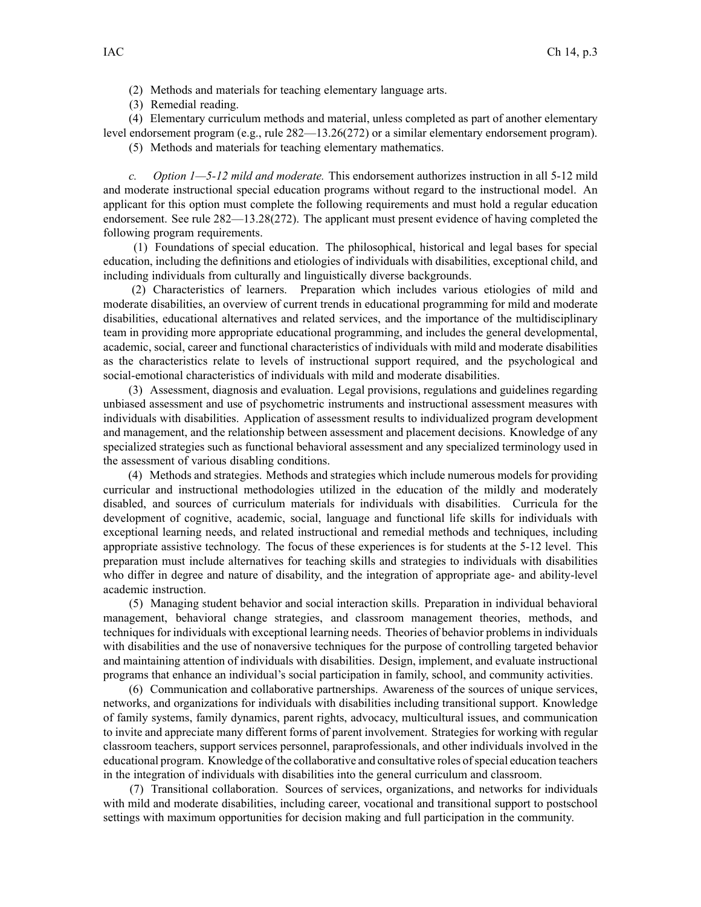(2) Methods and materials for teaching elementary language arts.

(3) Remedial reading.

(4) Elementary curriculum methods and material, unless completed as part of another elementary level endorsement program (e.g., rule 282—13.26(272) or a similar elementary endorsement program).

(5) Methods and materials for teaching elementary mathematics.

*c. Option 1—5-12 mild and moderate.* This endorsement authorizes instruction in all 5-12 mild and moderate instructional special education programs without regard to the instructional model. An applicant for this option must complete the following requirements and must hold a regular education endorsement. See rule 282—13.28(272). The applicant must present evidence of having completed the following program requirements.

(1) Foundations of special education. The philosophical, historical and legal bases for special education, including the definitions and etiologies of individuals with disabilities, exceptional child, and including individuals from culturally and linguistically diverse backgrounds.

(2) Characteristics of learners. Preparation which includes various etiologies of mild and moderate disabilities, an overview of current trends in educational programming for mild and moderate disabilities, educational alternatives and related services, and the importance of the multidisciplinary team in providing more appropriate educational programming, and includes the general developmental, academic, social, career and functional characteristics of individuals with mild and moderate disabilities as the characteristics relate to levels of instructional support required, and the psychological and social-emotional characteristics of individuals with mild and moderate disabilities.

(3) Assessment, diagnosis and evaluation. Legal provisions, regulations and guidelines regarding unbiased assessment and use of psychometric instruments and instructional assessment measures with individuals with disabilities. Application of assessment results to individualized program development and management, and the relationship between assessment and placement decisions. Knowledge of any specialized strategies such as functional behavioral assessment and any specialized terminology used in the assessment of various disabling conditions.

(4) Methods and strategies. Methods and strategies which include numerous models for providing curricular and instructional methodologies utilized in the education of the mildly and moderately disabled, and sources of curriculum materials for individuals with disabilities. Curricula for the development of cognitive, academic, social, language and functional life skills for individuals with exceptional learning needs, and related instructional and remedial methods and techniques, including appropriate assistive technology. The focus of these experiences is for students at the 5-12 level. This preparation must include alternatives for teaching skills and strategies to individuals with disabilities who differ in degree and nature of disability, and the integration of appropriate age- and ability-level academic instruction.

(5) Managing student behavior and social interaction skills. Preparation in individual behavioral management, behavioral change strategies, and classroom management theories, methods, and techniques for individuals with exceptional learning needs. Theories of behavior problems in individuals with disabilities and the use of nonaversive techniques for the purpose of controlling targeted behavior and maintaining attention of individuals with disabilities. Design, implement, and evaluate instructional programs that enhance an individual's social participation in family, school, and community activities.

(6) Communication and collaborative partnerships. Awareness of the sources of unique services, networks, and organizations for individuals with disabilities including transitional support. Knowledge of family systems, family dynamics, parent rights, advocacy, multicultural issues, and communication to invite and appreciate many different forms of parent involvement. Strategies for working with regular classroom teachers, support services personnel, paraprofessionals, and other individuals involved in the educational program. Knowledge of the collaborative and consultative roles of special education teachers in the integration of individuals with disabilities into the general curriculum and classroom.

(7) Transitional collaboration. Sources of services, organizations, and networks for individuals with mild and moderate disabilities, including career, vocational and transitional support to postschool settings with maximum opportunities for decision making and full participation in the community.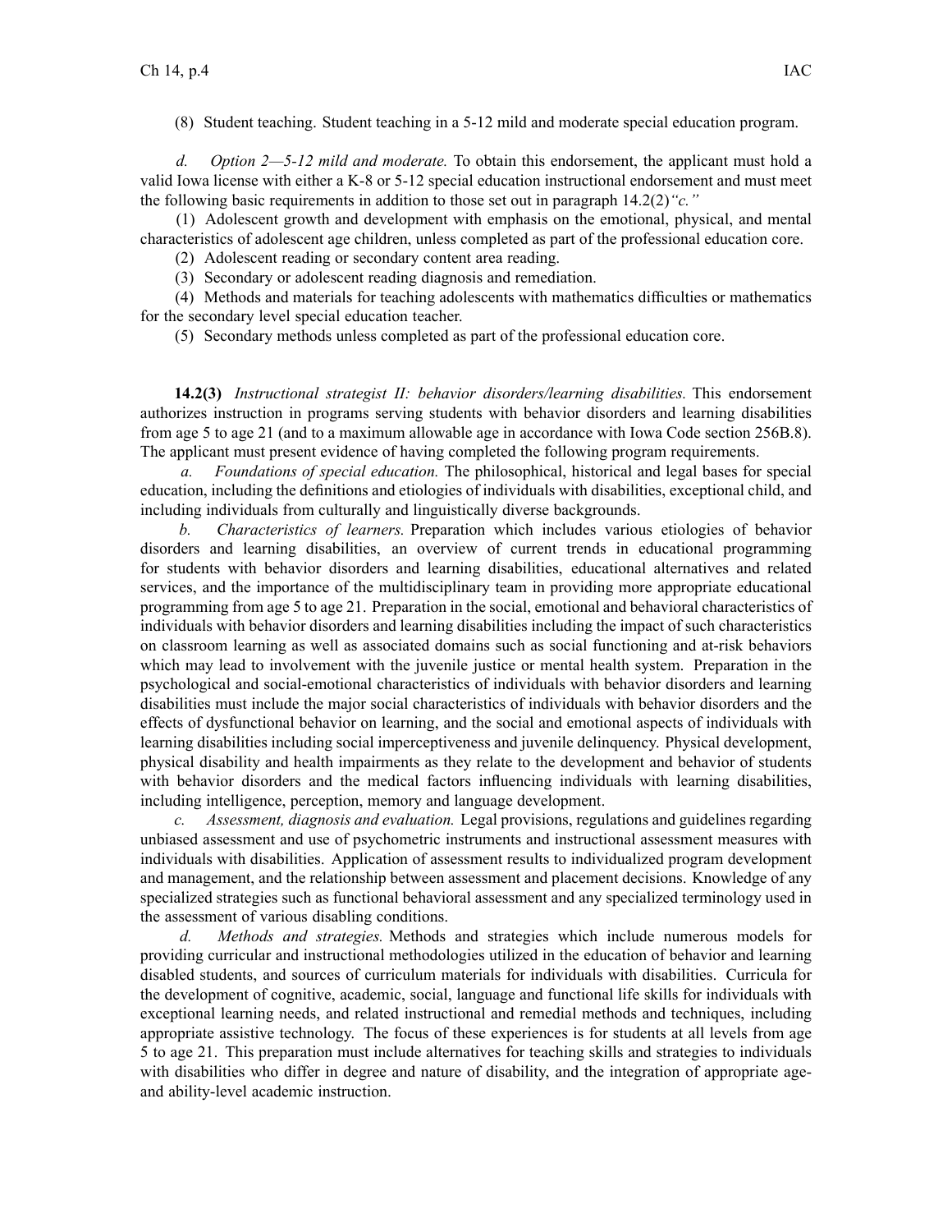(8) Student teaching. Student teaching in a 5-12 mild and moderate special education program.

*d. Option 2—5-12 mild and moderate.* To obtain this endorsement, the applicant must hold a valid Iowa license with either a K-8 or 5-12 special education instructional endorsement and must meet the following basic requirements in addition to those set out in paragraph 14.2(2)*"c."*

(1) Adolescent growth and development with emphasis on the emotional, physical, and mental characteristics of adolescent age children, unless completed as part of the professional education core.

(2) Adolescent reading or secondary content area reading.

(3) Secondary or adolescent reading diagnosis and remediation.

(4) Methods and materials for teaching adolescents with mathematics difficulties or mathematics for the secondary level special education teacher.

(5) Secondary methods unless completed as part of the professional education core.

**14.2(3)** *Instructional strategist II: behavior disorders/learning disabilities.* This endorsement authorizes instruction in programs serving students with behavior disorders and learning disabilities from age 5 to age 21 (and to a maximum allowable age in accordance with Iowa Code section 256B.8). The applicant must present evidence of having completed the following program requirements.

*a. Foundations of special education.* The philosophical, historical and legal bases for special education, including the definitions and etiologies of individuals with disabilities, exceptional child, and including individuals from culturally and linguistically diverse backgrounds.

*b. Characteristics of learners.* Preparation which includes various etiologies of behavior disorders and learning disabilities, an overview of current trends in educational programming for students with behavior disorders and learning disabilities, educational alternatives and related services, and the importance of the multidisciplinary team in providing more appropriate educational programming from age 5 to age 21. Preparation in the social, emotional and behavioral characteristics of individuals with behavior disorders and learning disabilities including the impact of such characteristics on classroom learning as well as associated domains such as social functioning and at-risk behaviors which may lead to involvement with the juvenile justice or mental health system. Preparation in the psychological and social-emotional characteristics of individuals with behavior disorders and learning disabilities must include the major social characteristics of individuals with behavior disorders and the effects of dysfunctional behavior on learning, and the social and emotional aspects of individuals with learning disabilities including social imperceptiveness and juvenile delinquency. Physical development, physical disability and health impairments as they relate to the development and behavior of students with behavior disorders and the medical factors influencing individuals with learning disabilities, including intelligence, perception, memory and language development.

*c. Assessment, diagnosis and evaluation.* Legal provisions, regulations and guidelines regarding unbiased assessment and use of psychometric instruments and instructional assessment measures with individuals with disabilities. Application of assessment results to individualized program development and management, and the relationship between assessment and placement decisions. Knowledge of any specialized strategies such as functional behavioral assessment and any specialized terminology used in the assessment of various disabling conditions.

*d. Methods and strategies.* Methods and strategies which include numerous models for providing curricular and instructional methodologies utilized in the education of behavior and learning disabled students, and sources of curriculum materials for individuals with disabilities. Curricula for the development of cognitive, academic, social, language and functional life skills for individuals with exceptional learning needs, and related instructional and remedial methods and techniques, including appropriate assistive technology. The focus of these experiences is for students at all levels from age 5 to age 21. This preparation must include alternatives for teaching skills and strategies to individuals with disabilities who differ in degree and nature of disability, and the integration of appropriate age- and ability-level academic instruction.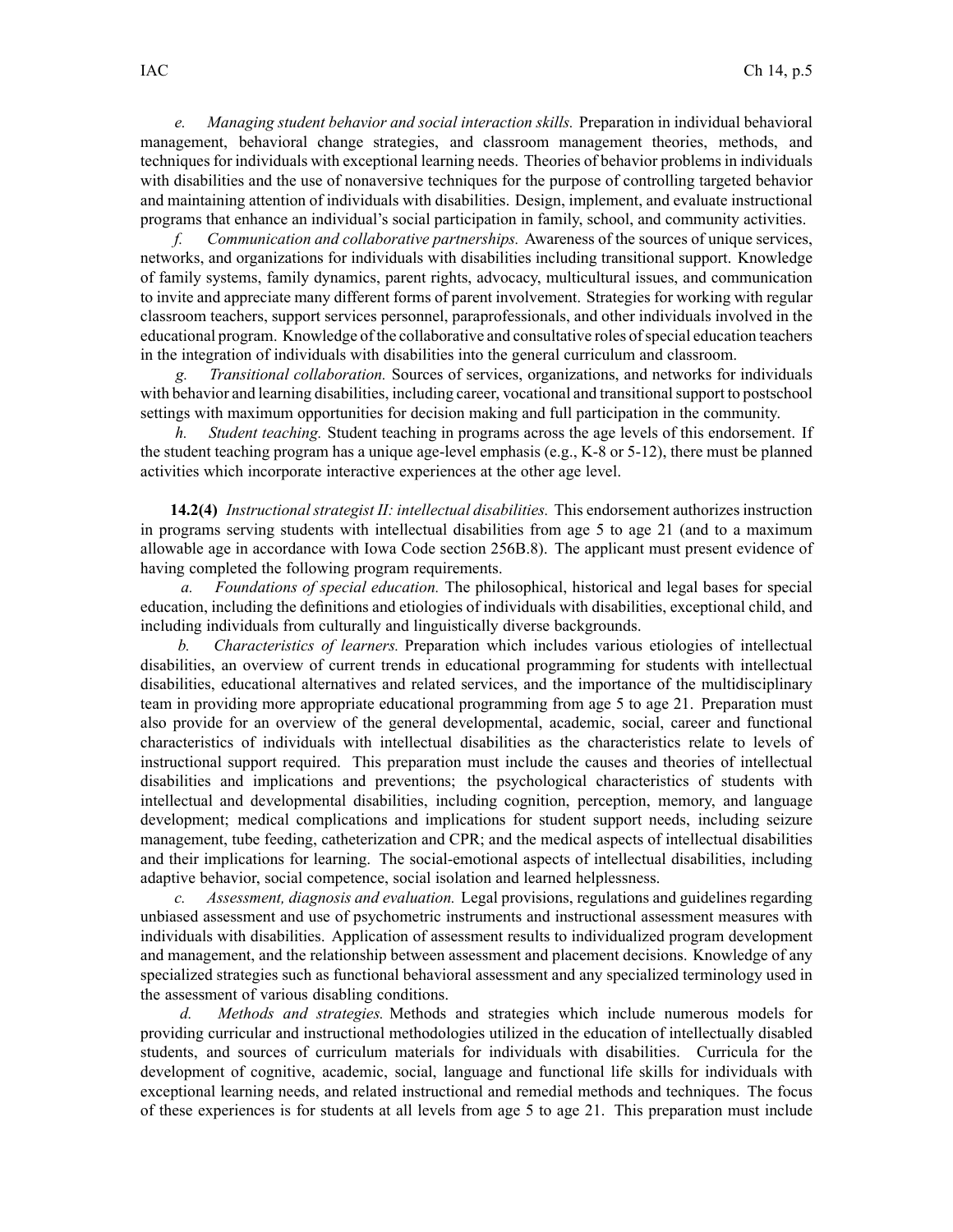*e. Managing student behavior and social interaction skills.* Preparation in individual behavioral management, behavioral change strategies, and classroom management theories, methods, and techniques for individuals with exceptional learning needs. Theories of behavior problems in individuals with disabilities and the use of nonaversive techniques for the purpose of controlling targeted behavior and maintaining attention of individuals with disabilities. Design, implement, and evaluate instructional programs that enhance an individual's social participation in family, school, and community activities.

*f. Communication and collaborative partnerships.* Awareness of the sources of unique services, networks, and organizations for individuals with disabilities including transitional support. Knowledge of family systems, family dynamics, parent rights, advocacy, multicultural issues, and communication to invite and appreciate many different forms of parent involvement. Strategies for working with regular classroom teachers, support services personnel, paraprofessionals, and other individuals involved in the educational program. Knowledge of the collaborative and consultative roles of special education teachers in the integration of individuals with disabilities into the general curriculum and classroom.

*g. Transitional collaboration.* Sources of services, organizations, and networks for individuals with behavior and learning disabilities, including career, vocational and transitional support to postschool settings with maximum opportunities for decision making and full participation in the community.

*h. Student teaching.* Student teaching in programs across the age levels of this endorsement. If the student teaching program has a unique age-level emphasis (e.g., K-8 or 5-12), there must be planned activities which incorporate interactive experiences at the other age level.

**14.2(4)** *Instructional strategist II: intellectual disabilities.* This endorsement authorizes instruction in programs serving students with intellectual disabilities from age 5 to age 21 (and to a maximum allowable age in accordance with Iowa Code section 256B.8). The applicant must present evidence of having completed the following program requirements.

*a. Foundations of special education.* The philosophical, historical and legal bases for special education, including the definitions and etiologies of individuals with disabilities, exceptional child, and including individuals from culturally and linguistically diverse backgrounds.

*b. Characteristics of learners.* Preparation which includes various etiologies of intellectual disabilities, an overview of current trends in educational programming for students with intellectual disabilities, educational alternatives and related services, and the importance of the multidisciplinary team in providing more appropriate educational programming from age 5 to age 21. Preparation must also provide for an overview of the general developmental, academic, social, career and functional characteristics of individuals with intellectual disabilities as the characteristics relate to levels of instructional support required. This preparation must include the causes and theories of intellectual disabilities and implications and preventions; the psychological characteristics of students with intellectual and developmental disabilities, including cognition, perception, memory, and language development; medical complications and implications for student support needs, including seizure management, tube feeding, catheterization and CPR; and the medical aspects of intellectual disabilities and their implications for learning. The social-emotional aspects of intellectual disabilities, including adaptive behavior, social competence, social isolation and learned helplessness.

*c. Assessment, diagnosis and evaluation.* Legal provisions, regulations and guidelines regarding unbiased assessment and use of psychometric instruments and instructional assessment measures with individuals with disabilities. Application of assessment results to individualized program development and management, and the relationship between assessment and placement decisions. Knowledge of any specialized strategies such as functional behavioral assessment and any specialized terminology used in the assessment of various disabling conditions.

*d. Methods and strategies.* Methods and strategies which include numerous models for providing curricular and instructional methodologies utilized in the education of intellectually disabled students, and sources of curriculum materials for individuals with disabilities. Curricula for the development of cognitive, academic, social, language and functional life skills for individuals with exceptional learning needs, and related instructional and remedial methods and techniques. The focus of these experiences is for students at all levels from age 5 to age 21. This preparation must include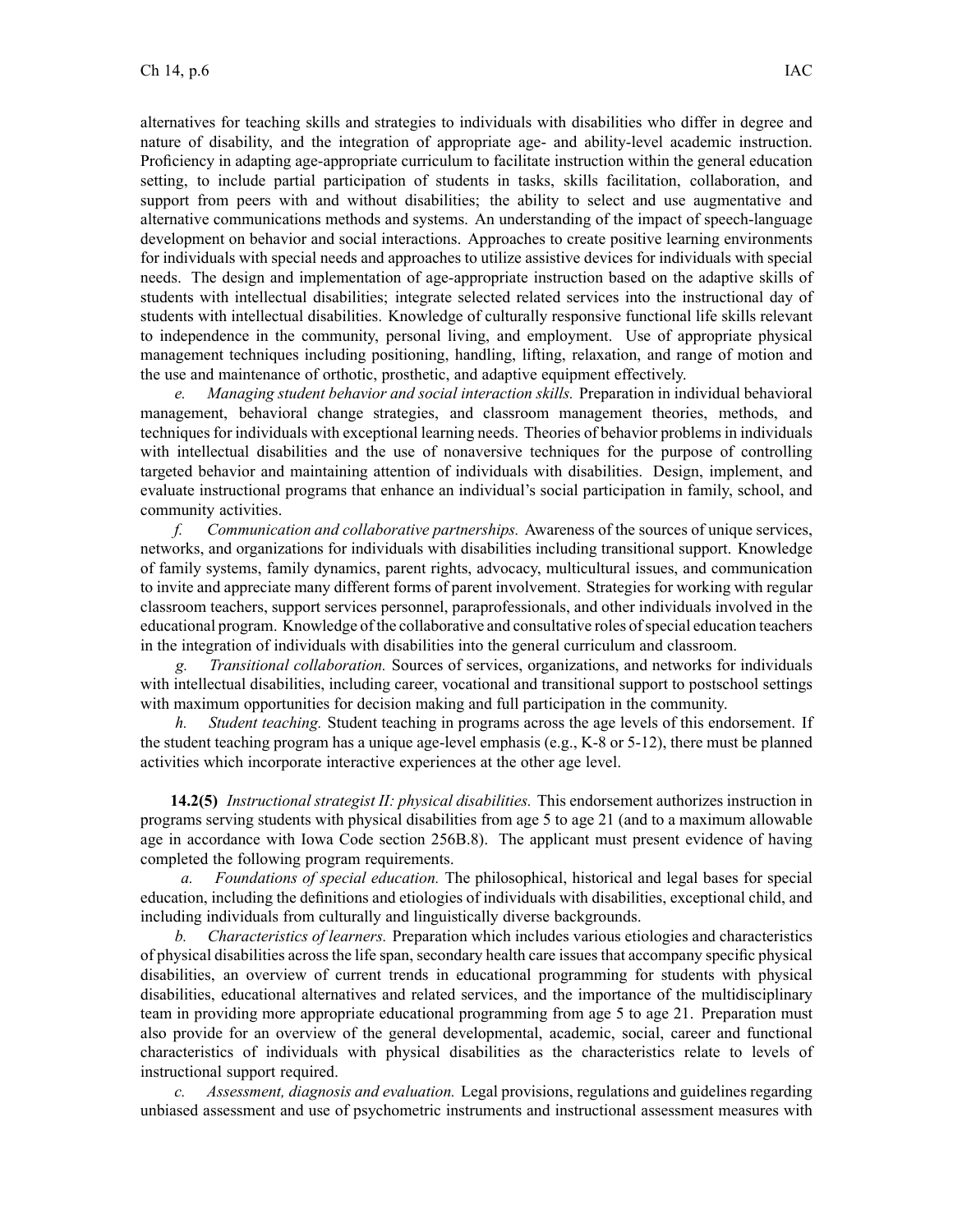alternatives for teaching skills and strategies to individuals with disabilities who differ in degree and nature of disability, and the integration of appropriate age- and ability-level academic instruction. Proficiency in adapting age-appropriate curriculum to facilitate instruction within the general education setting, to include partial participation of students in tasks, skills facilitation, collaboration, and support from peers with and without disabilities; the ability to select and use augmentative and alternative communications methods and systems. An understanding of the impact of speech-language development on behavior and social interactions. Approaches to create positive learning environments for individuals with special needs and approaches to utilize assistive devices for individuals with special needs. The design and implementation of age-appropriate instruction based on the adaptive skills of students with intellectual disabilities; integrate selected related services into the instructional day of students with intellectual disabilities. Knowledge of culturally responsive functional life skills relevant to independence in the community, personal living, and employment. Use of appropriate physical management techniques including positioning, handling, lifting, relaxation, and range of motion and the use and maintenance of orthotic, prosthetic, and adaptive equipment effectively.

*e. Managing student behavior and social interaction skills.* Preparation in individual behavioral management, behavioral change strategies, and classroom management theories, methods, and techniques for individuals with exceptional learning needs. Theories of behavior problems in individuals with intellectual disabilities and the use of nonaversive techniques for the purpose of controlling targeted behavior and maintaining attention of individuals with disabilities. Design, implement, and evaluate instructional programs that enhance an individual's social participation in family, school, and community activities.

*f. Communication and collaborative partnerships.* Awareness of the sources of unique services, networks, and organizations for individuals with disabilities including transitional support. Knowledge of family systems, family dynamics, parent rights, advocacy, multicultural issues, and communication to invite and appreciate many different forms of parent involvement. Strategies for working with regular classroom teachers, support services personnel, paraprofessionals, and other individuals involved in the educational program. Knowledge of the collaborative and consultative roles of special education teachers in the integration of individuals with disabilities into the general curriculum and classroom.

*g. Transitional collaboration.* Sources of services, organizations, and networks for individuals with intellectual disabilities, including career, vocational and transitional support to postschool settings with maximum opportunities for decision making and full participation in the community.

*h. Student teaching.* Student teaching in programs across the age levels of this endorsement. If the student teaching program has a unique age-level emphasis (e.g., K-8 or 5-12), there must be planned activities which incorporate interactive experiences at the other age level.

**14.2(5)** *Instructional strategist II: physical disabilities.* This endorsement authorizes instruction in programs serving students with physical disabilities from age 5 to age 21 (and to a maximum allowable age in accordance with Iowa Code section 256B.8). The applicant must present evidence of having completed the following program requirements.

*a. Foundations of special education.* The philosophical, historical and legal bases for special education, including the definitions and etiologies of individuals with disabilities, exceptional child, and including individuals from culturally and linguistically diverse backgrounds.

*b. Characteristics of learners.* Preparation which includes various etiologies and characteristics of physical disabilities across the life span, secondary health care issues that accompany specific physical disabilities, an overview of current trends in educational programming for students with physical disabilities, educational alternatives and related services, and the importance of the multidisciplinary team in providing more appropriate educational programming from age 5 to age 21. Preparation must also provide for an overview of the general developmental, academic, social, career and functional characteristics of individuals with physical disabilities as the characteristics relate to levels of instructional support required.

*c. Assessment, diagnosis and evaluation.* Legal provisions, regulations and guidelines regarding unbiased assessment and use of psychometric instruments and instructional assessment measures with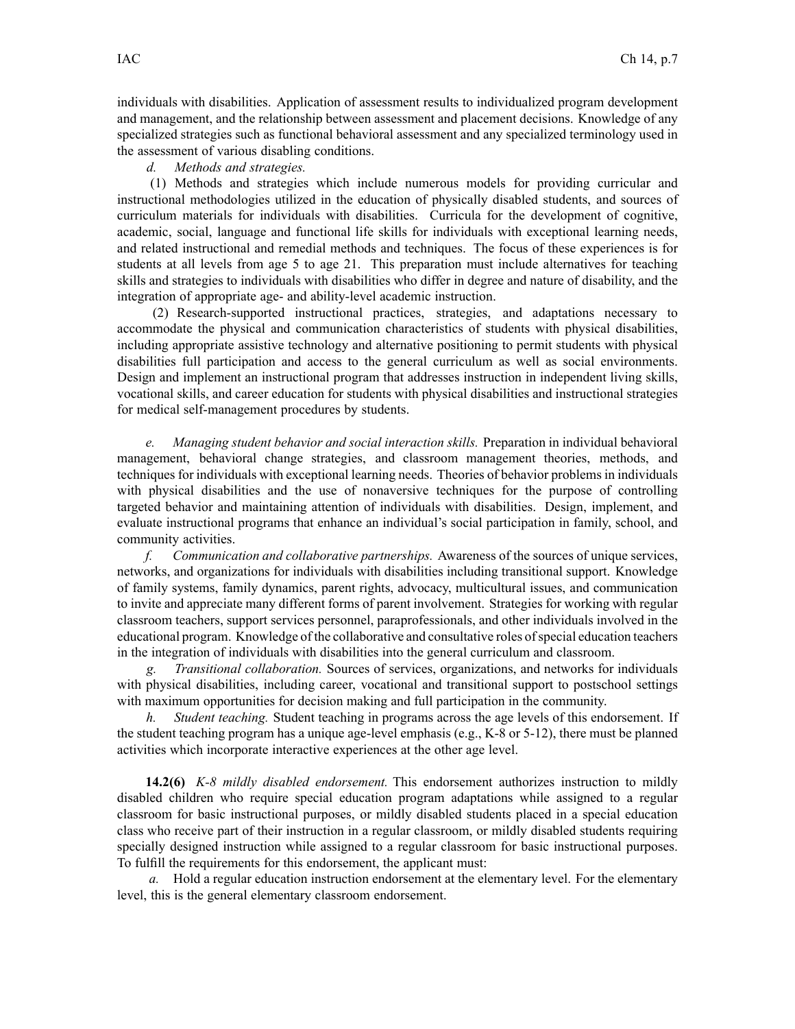individuals with disabilities. Application of assessment results to individualized program development and management, and the relationship between assessment and placement decisions. Knowledge of any specialized strategies such as functional behavioral assessment and any specialized terminology used in the assessment of various disabling conditions.

*d. Methods and strategies.*

(1) Methods and strategies which include numerous models for providing curricular and instructional methodologies utilized in the education of physically disabled students, and sources of curriculum materials for individuals with disabilities. Curricula for the development of cognitive, academic, social, language and functional life skills for individuals with exceptional learning needs, and related instructional and remedial methods and techniques. The focus of these experiences is for students at all levels from age 5 to age 21. This preparation must include alternatives for teaching skills and strategies to individuals with disabilities who differ in degree and nature of disability, and the integration of appropriate age- and ability-level academic instruction.

(2) Research-supported instructional practices, strategies, and adaptations necessary to accommodate the physical and communication characteristics of students with physical disabilities, including appropriate assistive technology and alternative positioning to permit students with physical disabilities full participation and access to the general curriculum as well as social environments. Design and implement an instructional program that addresses instruction in independent living skills, vocational skills, and career education for students with physical disabilities and instructional strategies for medical self-management procedures by students.

*e. Managing student behavior and social interaction skills.* Preparation in individual behavioral management, behavioral change strategies, and classroom management theories, methods, and techniques for individuals with exceptional learning needs. Theories of behavior problems in individuals with physical disabilities and the use of nonaversive techniques for the purpose of controlling targeted behavior and maintaining attention of individuals with disabilities. Design, implement, and evaluate instructional programs that enhance an individual's social participation in family, school, and community activities.

*f. Communication and collaborative partnerships.* Awareness of the sources of unique services, networks, and organizations for individuals with disabilities including transitional support. Knowledge of family systems, family dynamics, parent rights, advocacy, multicultural issues, and communication to invite and appreciate many different forms of parent involvement. Strategies for working with regular classroom teachers, support services personnel, paraprofessionals, and other individuals involved in the educational program. Knowledge of the collaborative and consultative roles of special education teachers in the integration of individuals with disabilities into the general curriculum and classroom.

*g. Transitional collaboration.* Sources of services, organizations, and networks for individuals with physical disabilities, including career, vocational and transitional support to postschool settings with maximum opportunities for decision making and full participation in the community.

*h. Student teaching.* Student teaching in programs across the age levels of this endorsement. If the student teaching program has a unique age-level emphasis (e.g., K-8 or 5-12), there must be planned activities which incorporate interactive experiences at the other age level.

**14.2(6)** *K-8 mildly disabled endorsement.* This endorsement authorizes instruction to mildly disabled children who require special education program adaptations while assigned to a regular classroom for basic instructional purposes, or mildly disabled students placed in a special education class who receive part of their instruction in a regular classroom, or mildly disabled students requiring specially designed instruction while assigned to a regular classroom for basic instructional purposes. To fulfill the requirements for this endorsement, the applicant must:

*a.* Hold a regular education instruction endorsement at the elementary level. For the elementary level, this is the general elementary classroom endorsement.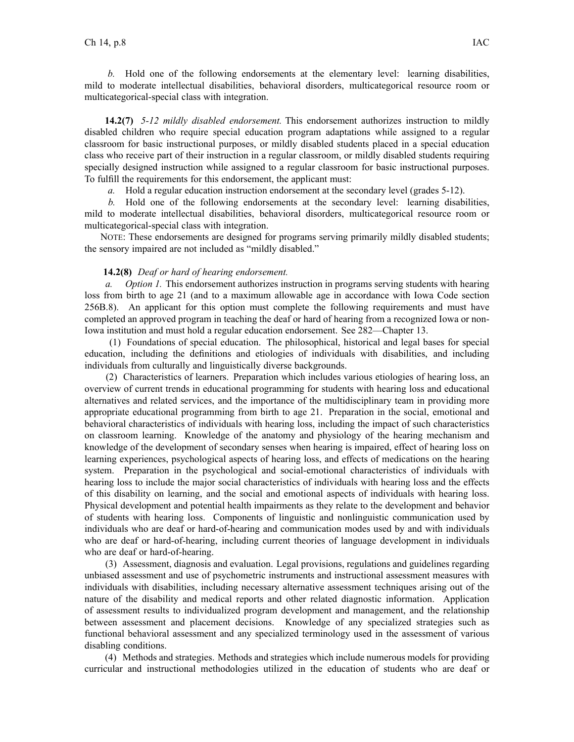*b.* Hold one of the following endorsements at the elementary level: learning disabilities, mild to moderate intellectual disabilities, behavioral disorders, multicategorical resource room or multicategorical-special class with integration.

**14.2(7)** *5-12 mildly disabled endorsement.* This endorsement authorizes instruction to mildly disabled children who require special education program adaptations while assigned to a regular classroom for basic instructional purposes, or mildly disabled students placed in a special education class who receive part of their instruction in a regular classroom, or mildly disabled students requiring specially designed instruction while assigned to a regular classroom for basic instructional purposes. To fulfill the requirements for this endorsement, the applicant must:

*a.* Hold a regular education instruction endorsement at the secondary level (grades 5-12).

*b.* Hold one of the following endorsements at the secondary level: learning disabilities, mild to moderate intellectual disabilities, behavioral disorders, multicategorical resource room or multicategorical-special class with integration.

NOTE: These endorsements are designed for programs serving primarily mildly disabled students; the sensory impaired are not included as "mildly disabled."

**14.2(8)** *Deaf or hard of hearing endorsement.*

*a. Option 1.* This endorsement authorizes instruction in programs serving students with hearing loss from birth to age 21 (and to a maximum allowable age in accordance with Iowa Code section 256B.8). An applicant for this option must complete the following requirements and must have completed an approved program in teaching the deaf or hard of hearing from a recognized Iowa or non-Iowa institution and must hold a regular education endorsement. See 282—Chapter 13.

(1) Foundations of special education. The philosophical, historical and legal bases for special education, including the definitions and etiologies of individuals with disabilities, and including individuals from culturally and linguistically diverse backgrounds.

(2) Characteristics of learners. Preparation which includes various etiologies of hearing loss, an overview of current trends in educational programming for students with hearing loss and educational alternatives and related services, and the importance of the multidisciplinary team in providing more appropriate educational programming from birth to age 21. Preparation in the social, emotional and behavioral characteristics of individuals with hearing loss, including the impact of such characteristics on classroom learning. Knowledge of the anatomy and physiology of the hearing mechanism and knowledge of the development of secondary senses when hearing is impaired, effect of hearing loss on learning experiences, psychological aspects of hearing loss, and effects of medications on the hearing system. Preparation in the psychological and social-emotional characteristics of individuals with hearing loss to include the major social characteristics of individuals with hearing loss and the effects of this disability on learning, and the social and emotional aspects of individuals with hearing loss. Physical development and potential health impairments as they relate to the development and behavior of students with hearing loss. Components of linguistic and nonlinguistic communication used by individuals who are deaf or hard-of-hearing and communication modes used by and with individuals who are deaf or hard-of-hearing, including current theories of language development in individuals who are deaf or hard-of-hearing.

(3) Assessment, diagnosis and evaluation. Legal provisions, regulations and guidelines regarding unbiased assessment and use of psychometric instruments and instructional assessment measures with individuals with disabilities, including necessary alternative assessment techniques arising out of the nature of the disability and medical reports and other related diagnostic information. Application of assessment results to individualized program development and management, and the relationship between assessment and placement decisions. Knowledge of any specialized strategies such as functional behavioral assessment and any specialized terminology used in the assessment of various disabling conditions.

(4) Methods and strategies. Methods and strategies which include numerous models for providing curricular and instructional methodologies utilized in the education of students who are deaf or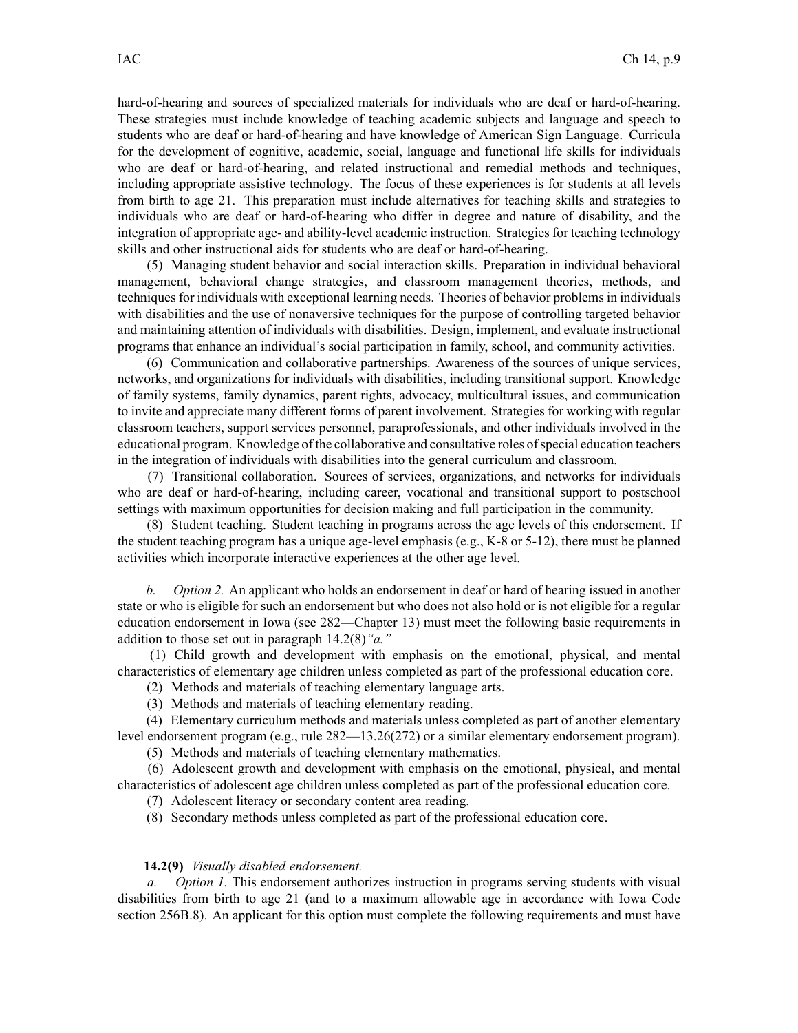hard-of-hearing and sources of specialized materials for individuals who are deaf or hard-of-hearing. These strategies must include knowledge of teaching academic subjects and language and speech to students who are deaf or hard-of-hearing and have knowledge of American Sign Language. Curricula for the development of cognitive, academic, social, language and functional life skills for individuals who are deaf or hard-of-hearing, and related instructional and remedial methods and techniques, including appropriate assistive technology. The focus of these experiences is for students at all levels from birth to age 21. This preparation must include alternatives for teaching skills and strategies to individuals who are deaf or hard-of-hearing who differ in degree and nature of disability, and the integration of appropriate age- and ability-level academic instruction. Strategies for teaching technology skills and other instructional aids for students who are deaf or hard-of-hearing.

(5) Managing student behavior and social interaction skills. Preparation in individual behavioral management, behavioral change strategies, and classroom management theories, methods, and techniques for individuals with exceptional learning needs. Theories of behavior problems in individuals with disabilities and the use of nonaversive techniques for the purpose of controlling targeted behavior and maintaining attention of individuals with disabilities. Design, implement, and evaluate instructional programs that enhance an individual's social participation in family, school, and community activities.

(6) Communication and collaborative partnerships. Awareness of the sources of unique services, networks, and organizations for individuals with disabilities, including transitional support. Knowledge of family systems, family dynamics, parent rights, advocacy, multicultural issues, and communication to invite and appreciate many different forms of parent involvement. Strategies for working with regular classroom teachers, support services personnel, paraprofessionals, and other individuals involved in the educational program. Knowledge of the collaborative and consultative roles of special education teachers in the integration of individuals with disabilities into the general curriculum and classroom.

(7) Transitional collaboration. Sources of services, organizations, and networks for individuals who are deaf or hard-of-hearing, including career, vocational and transitional support to postschool settings with maximum opportunities for decision making and full participation in the community.

(8) Student teaching. Student teaching in programs across the age levels of this endorsement. If the student teaching program has a unique age-level emphasis (e.g., K-8 or 5-12), there must be planned activities which incorporate interactive experiences at the other age level.

*b.* *Option 2.* An applicant who holds an endorsement in deaf or hard of hearing issued in another state or who is eligible for such an endorsement but who does not also hold or is not eligible for a regular education endorsement in Iowa (see 282—Chapter 13) must meet the following basic requirements in addition to those set out in paragraph 14.2(8)*"a."*

(1) Child growth and development with emphasis on the emotional, physical, and mental characteristics of elementary age children unless completed as part of the professional education core.

(2) Methods and materials of teaching elementary language arts.

(3) Methods and materials of teaching elementary reading.

(4) Elementary curriculum methods and materials unless completed as part of another elementary level endorsement program (e.g., rule 282—13.26(272) or a similar elementary endorsement program).

(5) Methods and materials of teaching elementary mathematics.

(6) Adolescent growth and development with emphasis on the emotional, physical, and mental characteristics of adolescent age children unless completed as part of the professional education core.

(7) Adolescent literacy or secondary content area reading.

(8) Secondary methods unless completed as part of the professional education core.

**14.2(9)** *Visually disabled endorsement.*

*a.* *Option 1.* This endorsement authorizes instruction in programs serving students with visual disabilities from birth to age 21 (and to a maximum allowable age in accordance with Iowa Code section 256B.8). An applicant for this option must complete the following requirements and must have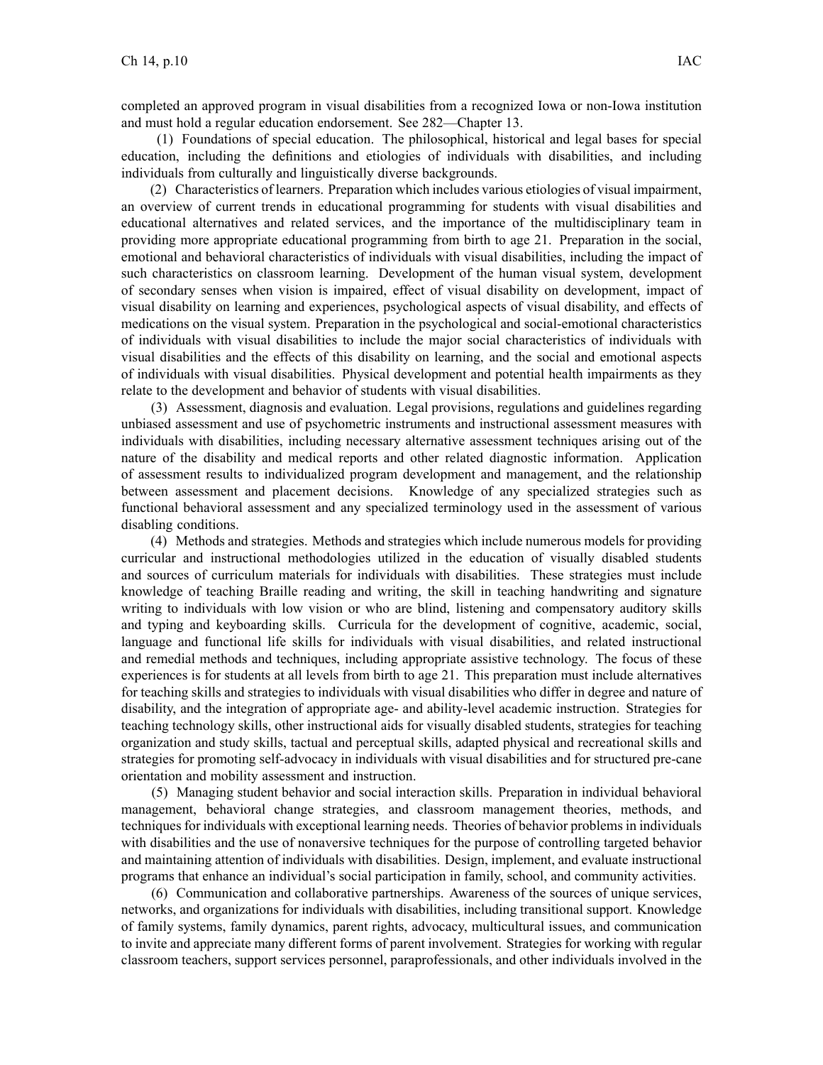completed an approved program in visual disabilities from a recognized Iowa or non-Iowa institution and must hold a regular education endorsement. See 282—Chapter 13.

(1) Foundations of special education. The philosophical, historical and legal bases for special education, including the definitions and etiologies of individuals with disabilities, and including individuals from culturally and linguistically diverse backgrounds.

(2) Characteristics of learners. Preparation which includes various etiologies of visual impairment, an overview of current trends in educational programming for students with visual disabilities and educational alternatives and related services, and the importance of the multidisciplinary team in providing more appropriate educational programming from birth to age 21. Preparation in the social, emotional and behavioral characteristics of individuals with visual disabilities, including the impact of such characteristics on classroom learning. Development of the human visual system, development of secondary senses when vision is impaired, effect of visual disability on development, impact of visual disability on learning and experiences, psychological aspects of visual disability, and effects of medications on the visual system. Preparation in the psychological and social-emotional characteristics of individuals with visual disabilities to include the major social characteristics of individuals with visual disabilities and the effects of this disability on learning, and the social and emotional aspects of individuals with visual disabilities. Physical development and potential health impairments as they relate to the development and behavior of students with visual disabilities.

(3) Assessment, diagnosis and evaluation. Legal provisions, regulations and guidelines regarding unbiased assessment and use of psychometric instruments and instructional assessment measures with individuals with disabilities, including necessary alternative assessment techniques arising out of the nature of the disability and medical reports and other related diagnostic information. Application of assessment results to individualized program development and management, and the relationship between assessment and placement decisions. Knowledge of any specialized strategies such as functional behavioral assessment and any specialized terminology used in the assessment of various disabling conditions.

(4) Methods and strategies. Methods and strategies which include numerous models for providing curricular and instructional methodologies utilized in the education of visually disabled students and sources of curriculum materials for individuals with disabilities. These strategies must include knowledge of teaching Braille reading and writing, the skill in teaching handwriting and signature writing to individuals with low vision or who are blind, listening and compensatory auditory skills and typing and keyboarding skills. Curricula for the development of cognitive, academic, social, language and functional life skills for individuals with visual disabilities, and related instructional and remedial methods and techniques, including appropriate assistive technology. The focus of these experiences is for students at all levels from birth to age 21. This preparation must include alternatives for teaching skills and strategies to individuals with visual disabilities who differ in degree and nature of disability, and the integration of appropriate age- and ability-level academic instruction. Strategies for teaching technology skills, other instructional aids for visually disabled students, strategies for teaching organization and study skills, tactual and perceptual skills, adapted physical and recreational skills and strategies for promoting self-advocacy in individuals with visual disabilities and for structured pre-cane orientation and mobility assessment and instruction.

(5) Managing student behavior and social interaction skills. Preparation in individual behavioral management, behavioral change strategies, and classroom management theories, methods, and techniques for individuals with exceptional learning needs. Theories of behavior problems in individuals with disabilities and the use of nonaversive techniques for the purpose of controlling targeted behavior and maintaining attention of individuals with disabilities. Design, implement, and evaluate instructional programs that enhance an individual's social participation in family, school, and community activities.

(6) Communication and collaborative partnerships. Awareness of the sources of unique services, networks, and organizations for individuals with disabilities, including transitional support. Knowledge of family systems, family dynamics, parent rights, advocacy, multicultural issues, and communication to invite and appreciate many different forms of parent involvement. Strategies for working with regular classroom teachers, support services personnel, paraprofessionals, and other individuals involved in the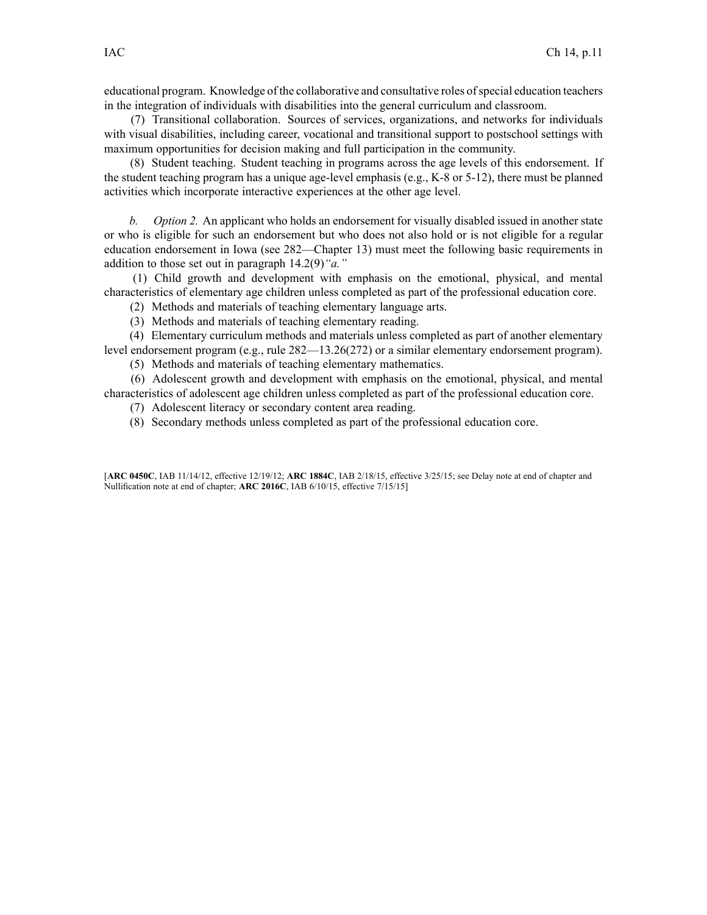educational program. Knowledge of the collaborative and consultative roles of special education teachers in the integration of individuals with disabilities into the general curriculum and classroom.

(7) Transitional collaboration. Sources of services, organizations, and networks for individuals with visual disabilities, including career, vocational and transitional support to postschool settings with maximum opportunities for decision making and full participation in the community.

(8) Student teaching. Student teaching in programs across the age levels of this endorsement. If the student teaching program has a unique age-level emphasis (e.g., K-8 or 5-12), there must be planned activities which incorporate interactive experiences at the other age level.

*b. Option 2.* An applicant who holds an endorsement for visually disabled issued in another state or who is eligible for such an endorsement but who does not also hold or is not eligible for a regular education endorsement in Iowa (see 282—Chapter 13) must meet the following basic requirements in addition to those set out in paragraph 14.2(9)*"a."*

(1) Child growth and development with emphasis on the emotional, physical, and mental characteristics of elementary age children unless completed as part of the professional education core.

(2) Methods and materials of teaching elementary language arts.

(3) Methods and materials of teaching elementary reading.

(4) Elementary curriculum methods and materials unless completed as part of another elementary level endorsement program (e.g., rule 282—13.26(272) or a similar elementary endorsement program).

(5) Methods and materials of teaching elementary mathematics.

(6) Adolescent growth and development with emphasis on the emotional, physical, and mental characteristics of adolescent age children unless completed as part of the professional education core.

(7) Adolescent literacy or secondary content area reading.

(8) Secondary methods unless completed as part of the professional education core.

[**ARC 0450C**, IAB 11/14/12, effective 12/19/12; **ARC 1884C**, IAB 2/18/15, effective 3/25/15; see Delay note at end of chapter and Nullification note at end of chapter; **ARC 2016C**, IAB 6/10/15, effective 7/15/15]